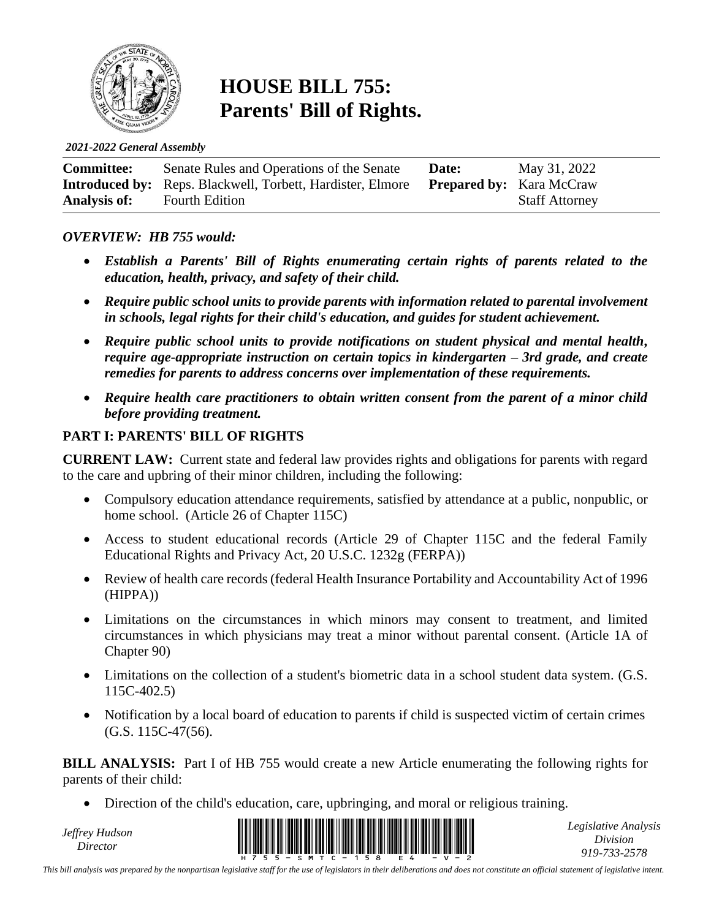# HOUSE BILL 755: Parents' Bill of Rights.

*2021-2022 General Assembly*

| | | | |
|---|---|---|---|
| **Committee:** | Senate Rules and Operations of the Senate | **Date:** | May 31, 2022 |
| **Introduced by:** | Reps. Blackwell, Torbett, Hardister, Elmore | **Prepared by:** | Kara McCraw |
| **Analysis of:** | Fourth Edition | | Staff Attorney |

***OVERVIEW: HB 755 would:***

- ***Establish a Parents' Bill of Rights enumerating certain rights of parents related to the education, health, privacy, and safety of their child.***
- ***Require public school units to provide parents with information related to parental involvement in schools, legal rights for their child's education, and guides for student achievement.***
- ***Require public school units to provide notifications on student physical and mental health, require age-appropriate instruction on certain topics in kindergarten – 3rd grade, and create remedies for parents to address concerns over implementation of these requirements.***
- ***Require health care practitioners to obtain written consent from the parent of a minor child before providing treatment.***

## PART I: PARENTS' BILL OF RIGHTS

**CURRENT LAW:** Current state and federal law provides rights and obligations for parents with regard to the care and upbring of their minor children, including the following:

- Compulsory education attendance requirements, satisfied by attendance at a public, nonpublic, or home school. (Article 26 of Chapter 115C)
- Access to student educational records (Article 29 of Chapter 115C and the federal Family Educational Rights and Privacy Act, 20 U.S.C. 1232g (FERPA))
- Review of health care records (federal Health Insurance Portability and Accountability Act of 1996 (HIPPA))
- Limitations on the circumstances in which minors may consent to treatment, and limited circumstances in which physicians may treat a minor without parental consent. (Article 1A of Chapter 90)
- Limitations on the collection of a student's biometric data in a school student data system. (G.S. 115C-402.5)
- Notification by a local board of education to parents if child is suspected victim of certain crimes (G.S. 115C-47(56).

**BILL ANALYSIS:** Part I of HB 755 would create a new Article enumerating the following rights for parents of their child:

- Direction of the child's education, care, upbringing, and moral or religious training.

*This bill analysis was prepared by the nonpartisan legislative staff for the use of legislators in their deliberations and does not constitute an official statement of legislative intent.*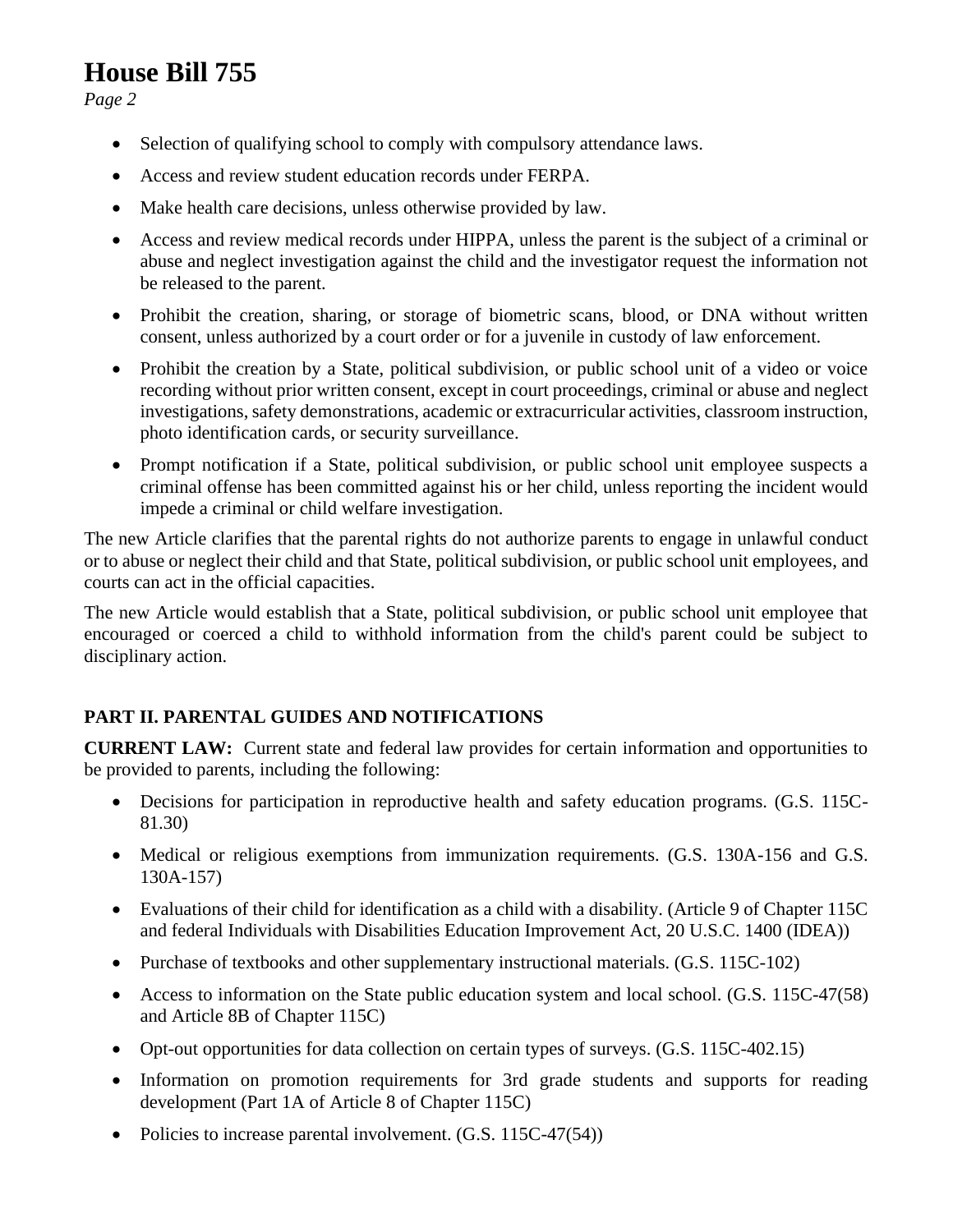- Selection of qualifying school to comply with compulsory attendance laws.
- Access and review student education records under FERPA.
- Make health care decisions, unless otherwise provided by law.
- Access and review medical records under HIPPA, unless the parent is the subject of a criminal or abuse and neglect investigation against the child and the investigator request the information not be released to the parent.
- Prohibit the creation, sharing, or storage of biometric scans, blood, or DNA without written consent, unless authorized by a court order or for a juvenile in custody of law enforcement.
- Prohibit the creation by a State, political subdivision, or public school unit of a video or voice recording without prior written consent, except in court proceedings, criminal or abuse and neglect investigations, safety demonstrations, academic or extracurricular activities, classroom instruction, photo identification cards, or security surveillance.
- Prompt notification if a State, political subdivision, or public school unit employee suspects a criminal offense has been committed against his or her child, unless reporting the incident would impede a criminal or child welfare investigation.

The new Article clarifies that the parental rights do not authorize parents to engage in unlawful conduct or to abuse or neglect their child and that State, political subdivision, or public school unit employees, and courts can act in the official capacities.

The new Article would establish that a State, political subdivision, or public school unit employee that encouraged or coerced a child to withhold information from the child's parent could be subject to disciplinary action.

**PART II. PARENTAL GUIDES AND NOTIFICATIONS**

**CURRENT LAW:** Current state and federal law provides for certain information and opportunities to be provided to parents, including the following:

- Decisions for participation in reproductive health and safety education programs. (G.S. 115C-81.30)
- Medical or religious exemptions from immunization requirements. (G.S. 130A-156 and G.S. 130A-157)
- Evaluations of their child for identification as a child with a disability. (Article 9 of Chapter 115C and federal Individuals with Disabilities Education Improvement Act, 20 U.S.C. 1400 (IDEA))
- Purchase of textbooks and other supplementary instructional materials. (G.S. 115C-102)
- Access to information on the State public education system and local school. (G.S. 115C-47(58) and Article 8B of Chapter 115C)
- Opt-out opportunities for data collection on certain types of surveys. (G.S. 115C-402.15)
- Information on promotion requirements for 3rd grade students and supports for reading development (Part 1A of Article 8 of Chapter 115C)
- Policies to increase parental involvement. (G.S. 115C-47(54))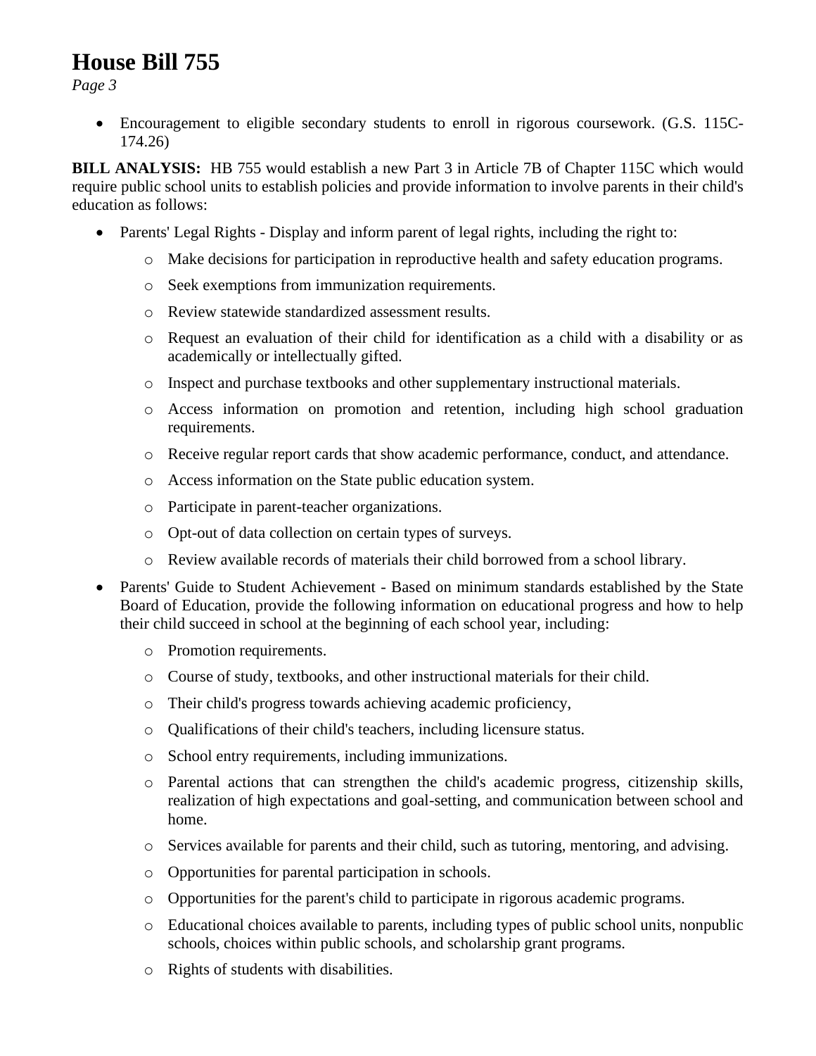- Encouragement to eligible secondary students to enroll in rigorous coursework. (G.S. 115C-174.26)

**BILL ANALYSIS:** HB 755 would establish a new Part 3 in Article 7B of Chapter 115C which would require public school units to establish policies and provide information to involve parents in their child's education as follows:

- Parents' Legal Rights - Display and inform parent of legal rights, including the right to:
  - Make decisions for participation in reproductive health and safety education programs.
  - Seek exemptions from immunization requirements.
  - Review statewide standardized assessment results.
  - Request an evaluation of their child for identification as a child with a disability or as academically or intellectually gifted.
  - Inspect and purchase textbooks and other supplementary instructional materials.
  - Access information on promotion and retention, including high school graduation requirements.
  - Receive regular report cards that show academic performance, conduct, and attendance.
  - Access information on the State public education system.
  - Participate in parent-teacher organizations.
  - Opt-out of data collection on certain types of surveys.
  - Review available records of materials their child borrowed from a school library.
- Parents' Guide to Student Achievement - Based on minimum standards established by the State Board of Education, provide the following information on educational progress and how to help their child succeed in school at the beginning of each school year, including:
  - Promotion requirements.
  - Course of study, textbooks, and other instructional materials for their child.
  - Their child's progress towards achieving academic proficiency,
  - Qualifications of their child's teachers, including licensure status.
  - School entry requirements, including immunizations.
  - Parental actions that can strengthen the child's academic progress, citizenship skills, realization of high expectations and goal-setting, and communication between school and home.
  - Services available for parents and their child, such as tutoring, mentoring, and advising.
  - Opportunities for parental participation in schools.
  - Opportunities for the parent's child to participate in rigorous academic programs.
  - Educational choices available to parents, including types of public school units, nonpublic schools, choices within public schools, and scholarship grant programs.
  - Rights of students with disabilities.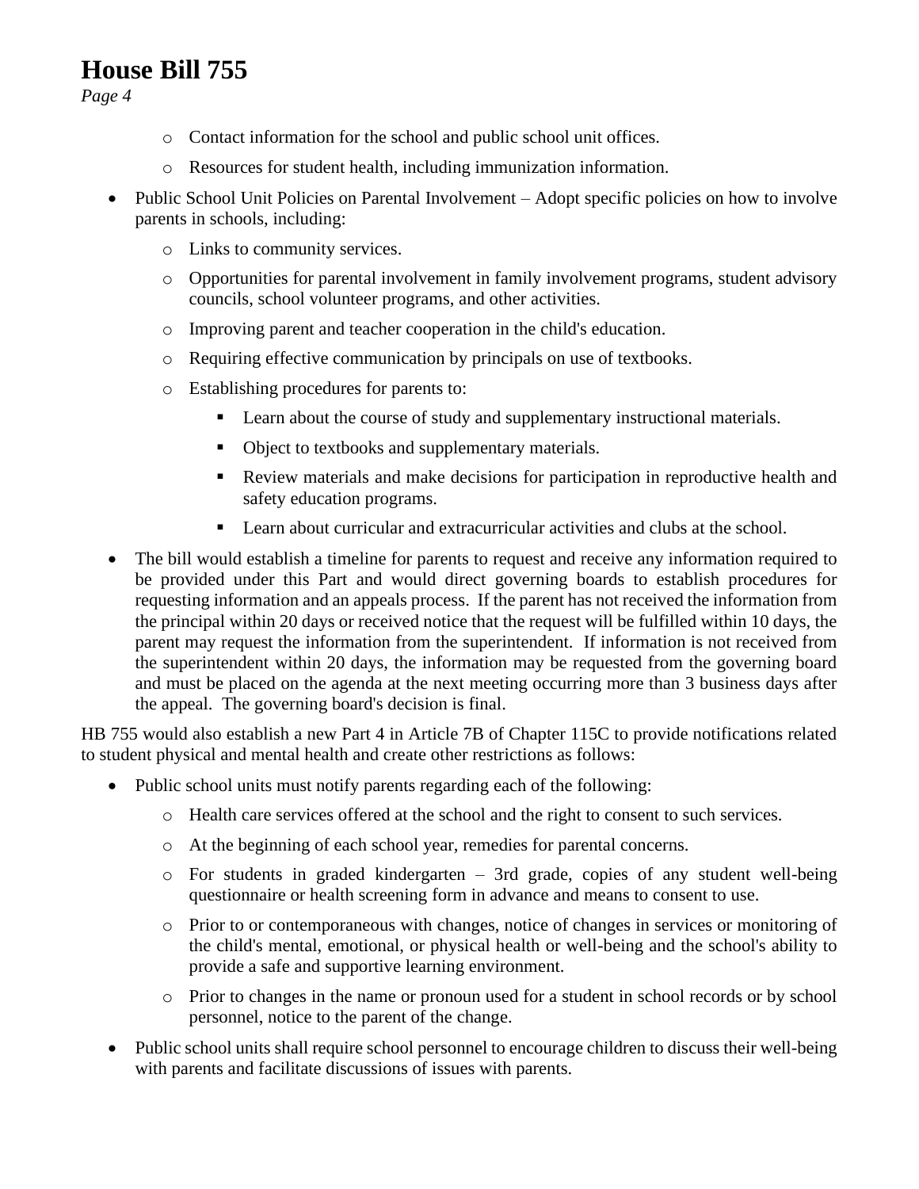- Contact information for the school and public school unit offices.
  - Resources for student health, including immunization information.
- Public School Unit Policies on Parental Involvement – Adopt specific policies on how to involve parents in schools, including:
  - Links to community services.
  - Opportunities for parental involvement in family involvement programs, student advisory councils, school volunteer programs, and other activities.
  - Improving parent and teacher cooperation in the child's education.
  - Requiring effective communication by principals on use of textbooks.
  - Establishing procedures for parents to:
    - Learn about the course of study and supplementary instructional materials.
    - Object to textbooks and supplementary materials.
    - Review materials and make decisions for participation in reproductive health and safety education programs.
    - Learn about curricular and extracurricular activities and clubs at the school.
- The bill would establish a timeline for parents to request and receive any information required to be provided under this Part and would direct governing boards to establish procedures for requesting information and an appeals process. If the parent has not received the information from the principal within 20 days or received notice that the request will be fulfilled within 10 days, the parent may request the information from the superintendent. If information is not received from the superintendent within 20 days, the information may be requested from the governing board and must be placed on the agenda at the next meeting occurring more than 3 business days after the appeal. The governing board's decision is final.

HB 755 would also establish a new Part 4 in Article 7B of Chapter 115C to provide notifications related to student physical and mental health and create other restrictions as follows:

- Public school units must notify parents regarding each of the following:
  - Health care services offered at the school and the right to consent to such services.
  - At the beginning of each school year, remedies for parental concerns.
  - For students in graded kindergarten – 3rd grade, copies of any student well-being questionnaire or health screening form in advance and means to consent to use.
  - Prior to or contemporaneous with changes, notice of changes in services or monitoring of the child's mental, emotional, or physical health or well-being and the school's ability to provide a safe and supportive learning environment.
  - Prior to changes in the name or pronoun used for a student in school records or by school personnel, notice to the parent of the change.
- Public school units shall require school personnel to encourage children to discuss their well-being with parents and facilitate discussions of issues with parents.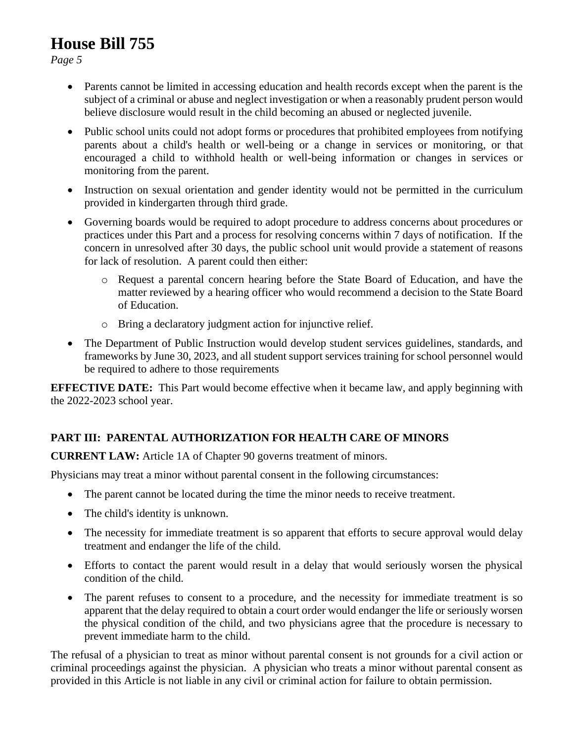- Parents cannot be limited in accessing education and health records except when the parent is the subject of a criminal or abuse and neglect investigation or when a reasonably prudent person would believe disclosure would result in the child becoming an abused or neglected juvenile.
- Public school units could not adopt forms or procedures that prohibited employees from notifying parents about a child's health or well-being or a change in services or monitoring, or that encouraged a child to withhold health or well-being information or changes in services or monitoring from the parent.
- Instruction on sexual orientation and gender identity would not be permitted in the curriculum provided in kindergarten through third grade.
- Governing boards would be required to adopt procedure to address concerns about procedures or practices under this Part and a process for resolving concerns within 7 days of notification. If the concern in unresolved after 30 days, the public school unit would provide a statement of reasons for lack of resolution. A parent could then either:
  - Request a parental concern hearing before the State Board of Education, and have the matter reviewed by a hearing officer who would recommend a decision to the State Board of Education.
  - Bring a declaratory judgment action for injunctive relief.
- The Department of Public Instruction would develop student services guidelines, standards, and frameworks by June 30, 2023, and all student support services training for school personnel would be required to adhere to those requirements

**EFFECTIVE DATE:** This Part would become effective when it became law, and apply beginning with the 2022-2023 school year.

## PART III: PARENTAL AUTHORIZATION FOR HEALTH CARE OF MINORS

**CURRENT LAW:** Article 1A of Chapter 90 governs treatment of minors.

Physicians may treat a minor without parental consent in the following circumstances:

- The parent cannot be located during the time the minor needs to receive treatment.
- The child's identity is unknown.
- The necessity for immediate treatment is so apparent that efforts to secure approval would delay treatment and endanger the life of the child.
- Efforts to contact the parent would result in a delay that would seriously worsen the physical condition of the child.
- The parent refuses to consent to a procedure, and the necessity for immediate treatment is so apparent that the delay required to obtain a court order would endanger the life or seriously worsen the physical condition of the child, and two physicians agree that the procedure is necessary to prevent immediate harm to the child.

The refusal of a physician to treat as minor without parental consent is not grounds for a civil action or criminal proceedings against the physician. A physician who treats a minor without parental consent as provided in this Article is not liable in any civil or criminal action for failure to obtain permission.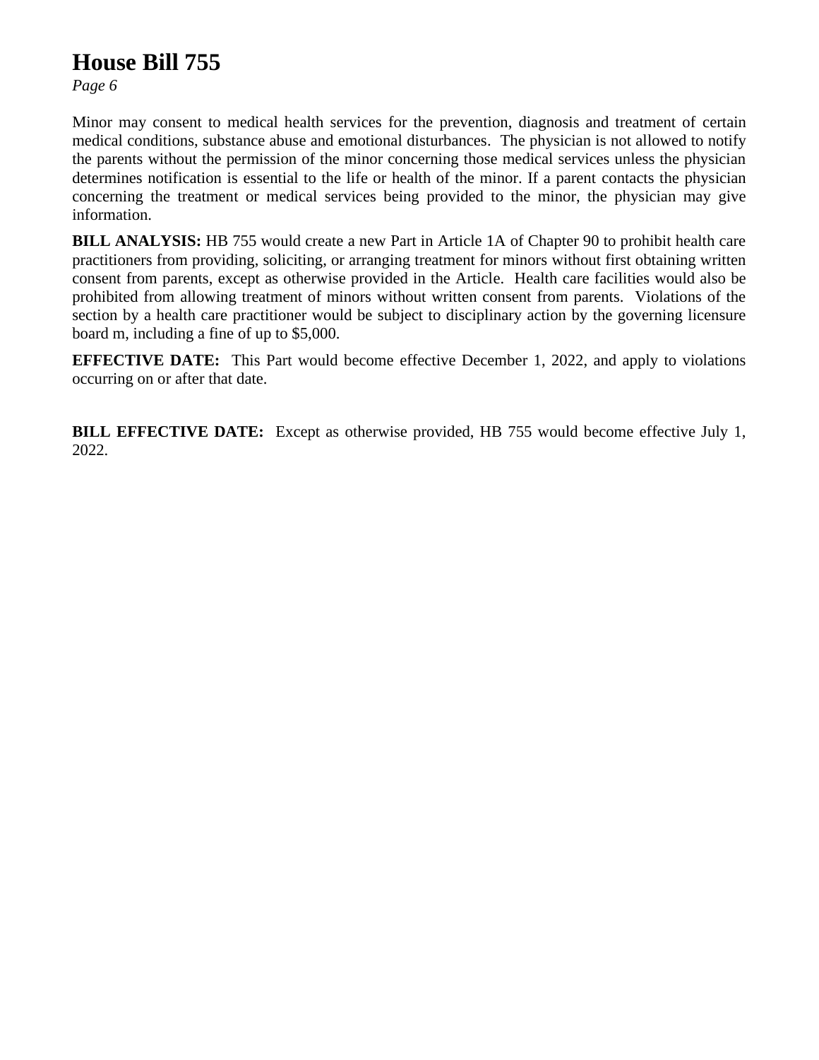Minor may consent to medical health services for the prevention, diagnosis and treatment of certain medical conditions, substance abuse and emotional disturbances. The physician is not allowed to notify the parents without the permission of the minor concerning those medical services unless the physician determines notification is essential to the life or health of the minor. If a parent contacts the physician concerning the treatment or medical services being provided to the minor, the physician may give information.

**BILL ANALYSIS:** HB 755 would create a new Part in Article 1A of Chapter 90 to prohibit health care practitioners from providing, soliciting, or arranging treatment for minors without first obtaining written consent from parents, except as otherwise provided in the Article. Health care facilities would also be prohibited from allowing treatment of minors without written consent from parents. Violations of the section by a health care practitioner would be subject to disciplinary action by the governing licensure board m, including a fine of up to $5,000.

**EFFECTIVE DATE:** This Part would become effective December 1, 2022, and apply to violations occurring on or after that date.

**BILL EFFECTIVE DATE:** Except as otherwise provided, HB 755 would become effective July 1, 2022.